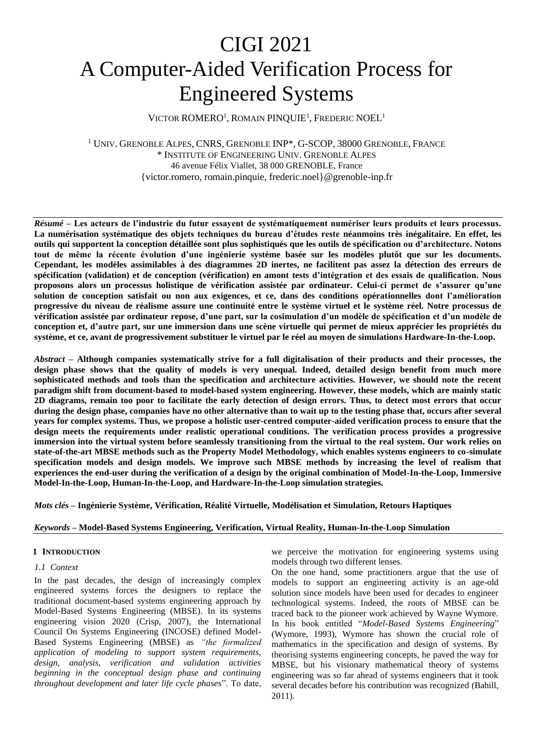# CIGI 2021
# A Computer-Aided Verification Process for Engineered Systems

VICTOR ROMERO[1], ROMAIN PINQUIE[1], FREDERIC NOEL[1]

[1] UNIV. GRENOBLE ALPES, CNRS, GRENOBLE INP*, G-SCOP, 38000 GRENOBLE, FRANCE
\* INSTITUTE OF ENGINEERING UNIV. GRENOBLE ALPES
46 avenue Félix Viallet, 38 000 GRENOBLE, France
{victor.romero, romain.pinquie, frederic.noel}@grenoble-inp.fr

***Résumé* – Les acteurs de l'industrie du futur essayent de systématiquement numériser leurs produits et leurs processus. La numérisation systématique des objets techniques du bureau d'études reste néanmoins très inégalitaire. En effet, les outils qui supportent la conception détaillée sont plus sophistiqués que les outils de spécification ou d'architecture. Notons tout de même la récente évolution d'une ingénierie système basée sur les modèles plutôt que sur les documents. Cependant, les modèles assimilables à des diagrammes 2D inertes, ne facilitent pas assez la détection des erreurs de spécification (validation) et de conception (vérification) en amont tests d'intégration et des essais de qualification. Nous proposons alors un processus holistique de vérification assistée par ordinateur. Celui-ci permet de s'assurer qu'une solution de conception satisfait ou non aux exigences, et ce, dans des conditions opérationnelles dont l'amélioration progressive du niveau de réalisme assure une continuité entre le système virtuel et le système réel. Notre processus de vérification assistée par ordinateur repose, d'une part, sur la cosimulation d'un modèle de spécification et d'un modèle de conception et, d'autre part, sur une immersion dans une scène virtuelle qui permet de mieux apprécier les propriétés du système, et ce, avant de progressivement substituer le virtuel par le réel au moyen de simulations Hardware-In-the-Loop.**

***Abstract* – Although companies systematically strive for a full digitalisation of their products and their processes, the design phase shows that the quality of models is very unequal. Indeed, detailed design benefit from much more sophisticated methods and tools than the specification and architecture activities. However, we should note the recent paradigm shift from document-based to model-based system engineering. However, these models, which are mainly static 2D diagrams, remain too poor to facilitate the early detection of design errors. Thus, to detect most errors that occur during the design phase, companies have no other alternative than to wait up to the testing phase that, occurs after several years for complex systems. Thus, we propose a holistic user-centred computer-aided verification process to ensure that the design meets the requirements under realistic operational conditions. The verification process provides a progressive immersion into the virtual system before seamlessly transitioning from the virtual to the real system. Our work relies on state-of-the-art MBSE methods such as the Property Model Methodology, which enables systems engineers to co-simulate specification models and design models. We improve such MBSE methods by increasing the level of realism that experiences the end-user during the verification of a design by the original combination of Model-In-the-Loop, Immersive Model-In-the-Loop, Human-In-the-Loop, and Hardware-In-the-Loop simulation strategies.**

***Mots clés* – Ingénierie Système, Vérification, Réalité Virtuelle, Modélisation et Simulation, Retours Haptiques**

***Keywords* – Model-Based Systems Engineering, Verification, Virtual Reality, Human-In-the-Loop Simulation**

## 1 INTRODUCTION

### 1.1 Context

In the past decades, the design of increasingly complex engineered systems forces the designers to replace the traditional document-based systems engineering approach by Model-Based Systems Engineering (MBSE). In its systems engineering vision 2020 (Crisp, 2007), the International Council On Systems Engineering (INCOSE) defined Model-Based Systems Engineering (MBSE) as *"the formalized application of modeling to support system requirements, design, analysis, verification and validation activities beginning in the conceptual design phase and continuing throughout development and later life cycle phases*". To date, we perceive the motivation for engineering systems using models through two different lenses.

On the one hand, some practitioners argue that the use of models to support an engineering activity is an age-old solution since models have been used for decades to engineer technological systems. Indeed, the roots of MBSE can be traced back to the pioneer work achieved by Wayne Wymore. In his book entitled "*Model-Based Systems Engineering*" (Wymore, 1993), Wymore has shown the crucial role of mathematics in the specification and design of systems. By theorising systems engineering concepts, he paved the way for MBSE, but his visionary mathematical theory of systems engineering was so far ahead of systems engineers that it took several decades before his contribution was recognized (Bahill, 2011).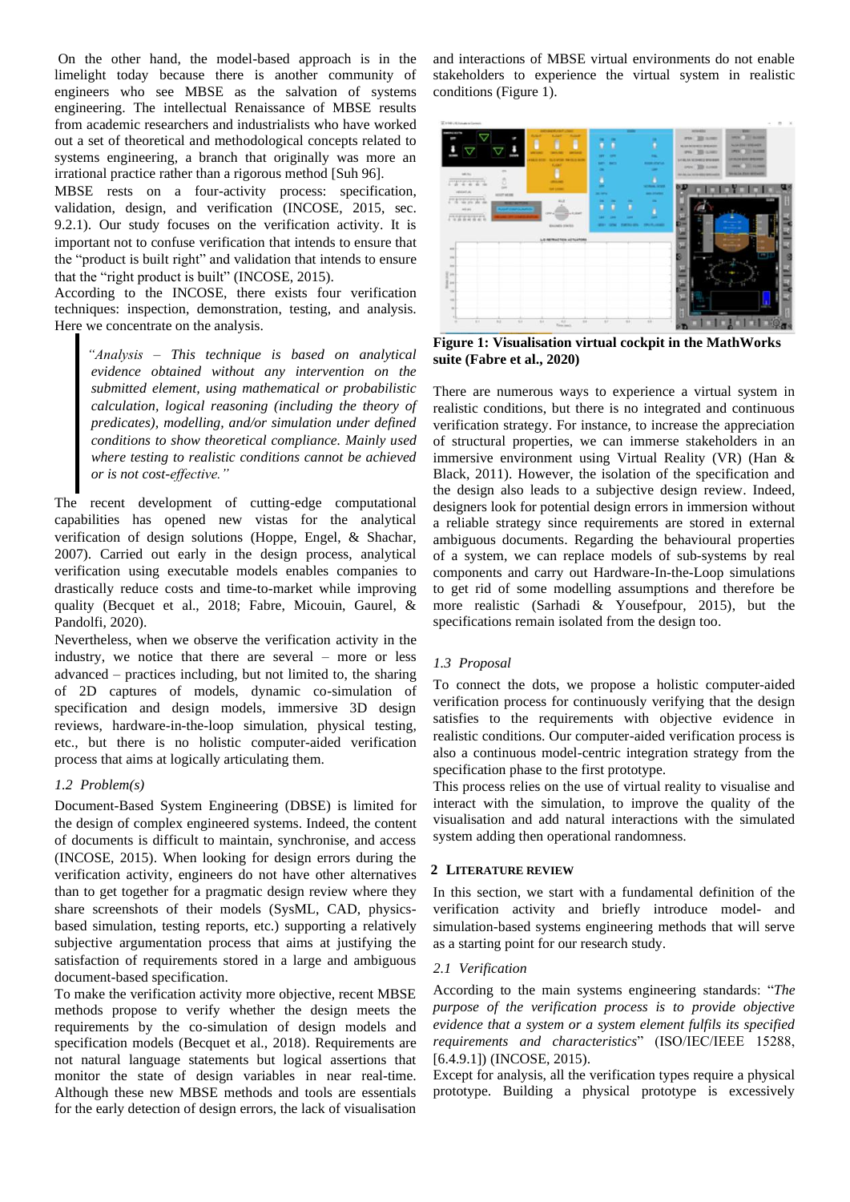On the other hand, the model-based approach is in the limelight today because there is another community of engineers who see MBSE as the salvation of systems engineering. The intellectual Renaissance of MBSE results from academic researchers and industrialists who have worked out a set of theoretical and methodological concepts related to systems engineering, a branch that originally was more an irrational practice rather than a rigorous method [Suh 96].

MBSE rests on a four-activity process: specification, validation, design, and verification (INCOSE, 2015, sec. 9.2.1). Our study focuses on the verification activity. It is important not to confuse verification that intends to ensure that the "product is built right" and validation that intends to ensure that the "right product is built" (INCOSE, 2015).

According to the INCOSE, there exists four verification techniques: inspection, demonstration, testing, and analysis. Here we concentrate on the analysis.

> *"Analysis – This technique is based on analytical evidence obtained without any intervention on the submitted element, using mathematical or probabilistic calculation, logical reasoning (including the theory of predicates), modelling, and/or simulation under defined conditions to show theoretical compliance. Mainly used where testing to realistic conditions cannot be achieved or is not cost-effective."*

The recent development of cutting-edge computational capabilities has opened new vistas for the analytical verification of design solutions (Hoppe, Engel, & Shachar, 2007). Carried out early in the design process, analytical verification using executable models enables companies to drastically reduce costs and time-to-market while improving quality (Becquet et al., 2018; Fabre, Micouin, Gaurel, & Pandolfi, 2020).

Nevertheless, when we observe the verification activity in the industry, we notice that there are several – more or less advanced – practices including, but not limited to, the sharing of 2D captures of models, dynamic co-simulation of specification and design models, immersive 3D design reviews, hardware-in-the-loop simulation, physical testing, etc., but there is no holistic computer-aided verification process that aims at logically articulating them.

### *1.2 Problem(s)*

Document-Based System Engineering (DBSE) is limited for the design of complex engineered systems. Indeed, the content of documents is difficult to maintain, synchronise, and access (INCOSE, 2015). When looking for design errors during the verification activity, engineers do not have other alternatives than to get together for a pragmatic design review where they share screenshots of their models (SysML, CAD, physics-based simulation, testing reports, etc.) supporting a relatively subjective argumentation process that aims at justifying the satisfaction of requirements stored in a large and ambiguous document-based specification.

To make the verification activity more objective, recent MBSE methods propose to verify whether the design meets the requirements by the co-simulation of design models and specification models (Becquet et al., 2018). Requirements are not natural language statements but logical assertions that monitor the state of design variables in near real-time. Although these new MBSE methods and tools are essentials for the early detection of design errors, the lack of visualisation and interactions of MBSE virtual environments do not enable stakeholders to experience the virtual system in realistic conditions (Figure 1).

**Figure 1: Visualisation virtual cockpit in the MathWorks suite (Fabre et al., 2020)**

There are numerous ways to experience a virtual system in realistic conditions, but there is no integrated and continuous verification strategy. For instance, to increase the appreciation of structural properties, we can immerse stakeholders in an immersive environment using Virtual Reality (VR) (Han & Black, 2011). However, the isolation of the specification and the design also leads to a subjective design review. Indeed, designers look for potential design errors in immersion without a reliable strategy since requirements are stored in external ambiguous documents. Regarding the behavioural properties of a system, we can replace models of sub-systems by real components and carry out Hardware-In-the-Loop simulations to get rid of some modelling assumptions and therefore be more realistic (Sarhadi & Yousefpour, 2015), but the specifications remain isolated from the design too.

### *1.3 Proposal*

To connect the dots, we propose a holistic computer-aided verification process for continuously verifying that the design satisfies to the requirements with objective evidence in realistic conditions. Our computer-aided verification process is also a continuous model-centric integration strategy from the specification phase to the first prototype.

This process relies on the use of virtual reality to visualise and interact with the simulation, to improve the quality of the visualisation and add natural interactions with the simulated system adding then operational randomness.

## 2 Literature Review

In this section, we start with a fundamental definition of the verification activity and briefly introduce model- and simulation-based systems engineering methods that will serve as a starting point for our research study.

### *2.1 Verification*

According to the main systems engineering standards: "*The purpose of the verification process is to provide objective evidence that a system or a system element fulfils its specified requirements and characteristics*" (ISO/IEC/IEEE 15288, [6.4.9.1]) (INCOSE, 2015).

Except for analysis, all the verification types require a physical prototype. Building a physical prototype is excessively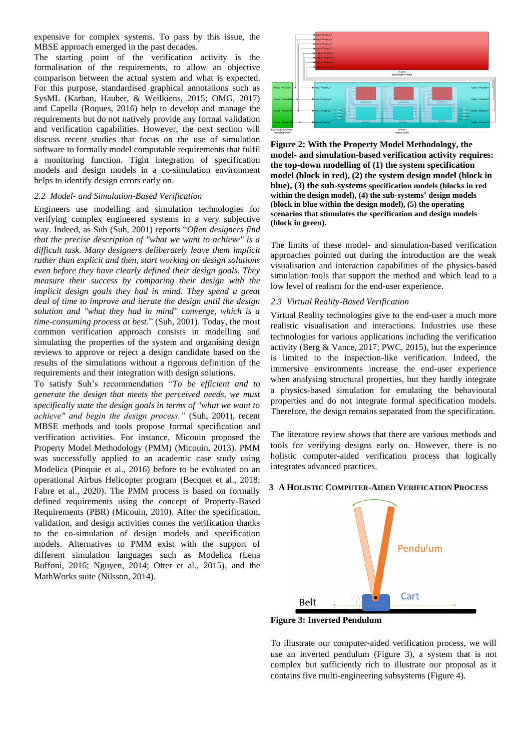expensive for complex systems. To pass by this issue, the MBSE approach emerged in the past decades.

The starting point of the verification activity is the formalisation of the requirements, to allow an objective comparison between the actual system and what is expected. For this purpose, standardised graphical annotations such as SysML (Karban, Hauber, & Weilkiens, 2015; OMG, 2017) and Capella (Roques, 2016) help to develop and manage the requirements but do not natively provide any formal validation and verification capabilities. However, the next section will discuss recent studies that focus on the use of simulation software to formally model computable requirements that fulfil a monitoring function. Tight integration of specification models and design models in a co-simulation environment helps to identify design errors early on.

### 2.2 Model- and Simulation-Based Verification

Engineers use modelling and simulation technologies for verifying complex engineered systems in a very subjective way. Indeed, as Suh (Suh, 2001) reports "*Often designers find that the precise description of "what we want to achieve" is a difficult task. Many designers deliberately leave them implicit rather than explicit and then, start working on design solutions even before they have clearly defined their design goals. They measure their success by comparing their design with the implicit design goals they had in mind. They spend a great deal of time to improve and iterate the design until the design solution and "what they had in mind" converge, which is a time-consuming process at best.*" (Suh, 2001). Today, the most common verification approach consists in modelling and simulating the properties of the system and organising design reviews to approve or reject a design candidate based on the results of the simulations without a rigorous definition of the requirements and their integration with design solutions.

To satisfy Suh's recommendation "*To be efficient and to generate the design that meets the perceived needs, we must specifically state the design goals in terms of "what we want to achieve" and begin the design process.*" (Suh, 2001), recent MBSE methods and tools propose formal specification and verification activities. For instance, Micouin proposed the Property Model Methodology (PMM) (Micouin, 2013). PMM was successfully applied to an academic case study using Modelica (Pinquie et al., 2016) before to be evaluated on an operational Airbus Helicopter program (Becquet et al., 2018; Fabre et al., 2020). The PMM process is based on formally defined requirements using the concept of Property-Based Requirements (PBR) (Micouin, 2010). After the specification, validation, and design activities comes the verification thanks to the co-simulation of design models and specification models. Alternatives to PMM exist with the support of different simulation languages such as Modelica (Lena Buffoni, 2016; Nguyen, 2014; Otter et al., 2015), and the MathWorks suite (Nilsson, 2014).

**Figure 2: With the Property Model Methodology, the model- and simulation-based verification activity requires: the top-down modelling of (1) the system specification model (block in red), (2) the system design model (block in blue), (3) the sub-systems specification models (blocks in red within the design model), (4) the sub-systems' design models (block in blue within the design model), (5) the operating scenarios that stimulates the specification and design models (block in green).**

The limits of these model- and simulation-based verification approaches pointed out during the introduction are the weak visualisation and interaction capabilities of the physics-based simulation tools that support the method and which lead to a low level of realism for the end-user experience.

### 2.3 Virtual Reality-Based Verification

Virtual Reality technologies give to the end-user a much more realistic visualisation and interactions. Industries use these technologies for various applications including the verification activity (Berg & Vance, 2017; PWC, 2015), but the experience is limited to the inspection-like verification. Indeed, the immersive environments increase the end-user experience when analysing structural properties, but they hardly integrate a physics-based simulation for emulating the behavioural properties and do not integrate formal specification models. Therefore, the design remains separated from the specification.

The literature review shows that there are various methods and tools for verifying designs early on. However, there is no holistic computer-aided verification process that logically integrates advanced practices.

## 3 A Holistic Computer-Aided Verification Process

**Figure 3: Inverted Pendulum**

To illustrate our computer-aided verification process, we will use an inverted pendulum (Figure 3), a system that is not complex but sufficiently rich to illustrate our proposal as it contains five multi-engineering subsystems (Figure 4).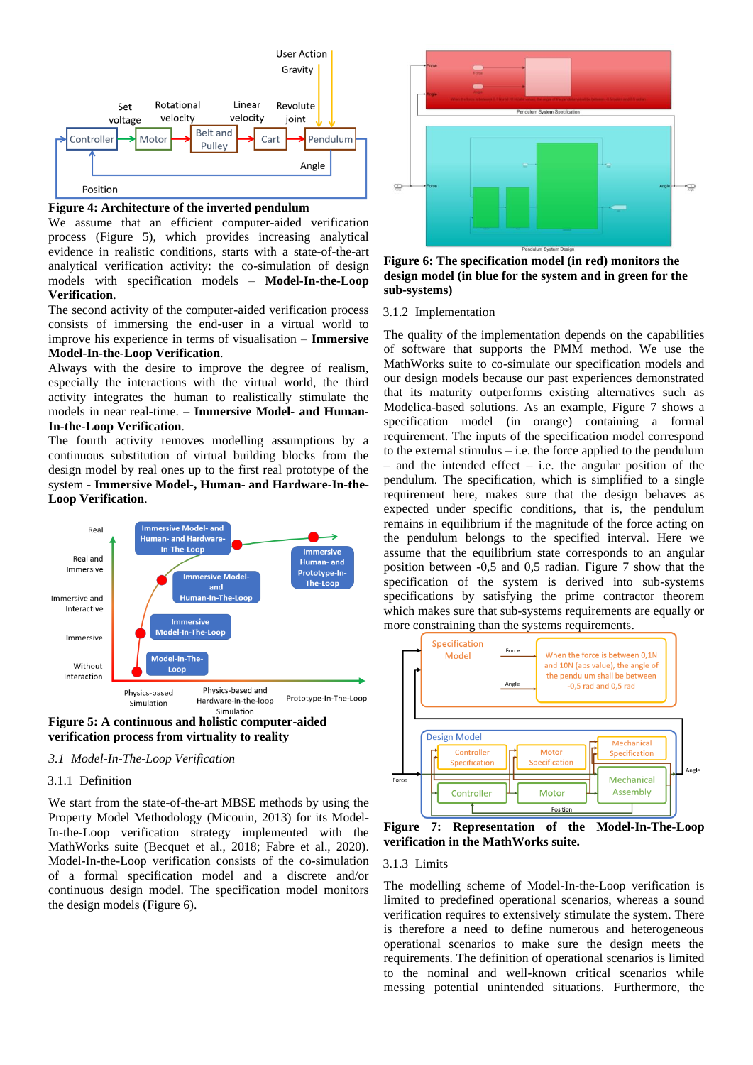**Figure 4: Architecture of the inverted pendulum**

We assume that an efficient computer-aided verification process (Figure 5), which provides increasing analytical evidence in realistic conditions, starts with a state-of-the-art analytical verification activity: the co-simulation of design models with specification models – **Model-In-the-Loop Verification**.

The second activity of the computer-aided verification process consists of immersing the end-user in a virtual world to improve his experience in terms of visualisation – **Immersive Model-In-the-Loop Verification**.

Always with the desire to improve the degree of realism, especially the interactions with the virtual world, the third activity integrates the human to realistically stimulate the models in near real-time. – **Immersive Model- and Human-In-the-Loop Verification**.

The fourth activity removes modelling assumptions by a continuous substitution of virtual building blocks from the design model by real ones up to the first real prototype of the system - **Immersive Model-, Human- and Hardware-In-the-Loop Verification**.

**Figure 5: A continuous and holistic computer-aided verification process from virtuality to reality**

### 3.1 Model-In-the-Loop Verification

#### 3.1.1 Definition

We start from the state-of-the-art MBSE methods by using the Property Model Methodology (Micouin, 2013) for its Model-In-the-Loop verification strategy implemented with the MathWorks suite (Becquet et al., 2018; Fabre et al., 2020). Model-In-the-Loop verification consists of the co-simulation of a formal specification model and a discrete and/or continuous design model. The specification model monitors the design models (Figure 6).

**Figure 6: The specification model (in red) monitors the design model (in blue for the system and in green for the sub-systems)**

#### 3.1.2 Implementation

The quality of the implementation depends on the capabilities of software that supports the PMM method. We use the MathWorks suite to co-simulate our specification models and our design models because our past experiences demonstrated that its maturity outperforms existing alternatives such as Modelica-based solutions. As an example, Figure 7 shows a specification model (in orange) containing a formal requirement. The inputs of the specification model correspond to the external stimulus – i.e. the force applied to the pendulum – and the intended effect – i.e. the angular position of the pendulum. The specification, which is simplified to a single requirement here, makes sure that the design behaves as expected under specific conditions, that is, the pendulum remains in equilibrium if the magnitude of the force acting on the pendulum belongs to the specified interval. Here we assume that the equilibrium state corresponds to an angular position between -0,5 and 0,5 radian. Figure 7 show that the specification of the system is derived into sub-systems specifications by satisfying the prime contractor theorem which makes sure that sub-systems requirements are equally or more constraining than the systems requirements.

**Figure 7: Representation of the Model-In-The-Loop verification in the MathWorks suite.**

#### 3.1.3 Limits

The modelling scheme of Model-In-the-Loop verification is limited to predefined operational scenarios, whereas a sound verification requires to extensively stimulate the system. There is therefore a need to define numerous and heterogeneous operational scenarios to make sure the design meets the requirements. The definition of operational scenarios is limited to the nominal and well-known critical scenarios while messing potential unintended situations. Furthermore, the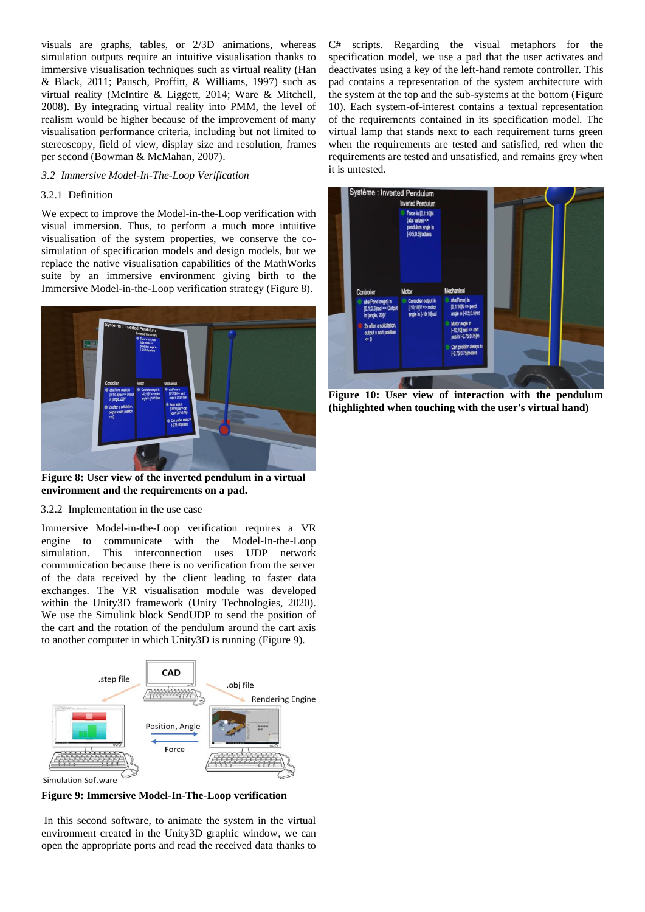visuals are graphs, tables, or 2/3D animations, whereas simulation outputs require an intuitive visualisation thanks to immersive visualisation techniques such as virtual reality (Han & Black, 2011; Pausch, Proffitt, & Williams, 1997) such as virtual reality (McIntire & Liggett, 2014; Ware & Mitchell, 2008). By integrating virtual reality into PMM, the level of realism would be higher because of the improvement of many visualisation performance criteria, including but not limited to stereoscopy, field of view, display size and resolution, frames per second (Bowman & McMahan, 2007).

### *3.2 Immersive Model-In-The-Loop Verification*

#### 3.2.1 Definition

We expect to improve the Model-in-the-Loop verification with visual immersion. Thus, to perform a much more intuitive visualisation of the system properties, we conserve the co-simulation of specification models and design models, but we replace the native visualisation capabilities of the MathWorks suite by an immersive environment giving birth to the Immersive Model-in-the-Loop verification strategy (Figure 8).

**Figure 8: User view of the inverted pendulum in a virtual environment and the requirements on a pad.**

#### 3.2.2 Implementation in the use case

Immersive Model-in-the-Loop verification requires a VR engine to communicate with the Model-In-the-Loop simulation. This interconnection uses UDP network communication because there is no verification from the server of the data received by the client leading to faster data exchanges. The VR visualisation module was developed within the Unity3D framework (Unity Technologies, 2020). We use the Simulink block SendUDP to send the position of the cart and the rotation of the pendulum around the cart axis to another computer in which Unity3D is running (Figure 9).

**Figure 9: Immersive Model-In-The-Loop verification**

In this second software, to animate the system in the virtual environment created in the Unity3D graphic window, we can open the appropriate ports and read the received data thanks to C# scripts. Regarding the visual metaphors for the specification model, we use a pad that the user activates and deactivates using a key of the left-hand remote controller. This pad contains a representation of the system architecture with the system at the top and the sub-systems at the bottom (Figure 10). Each system-of-interest contains a textual representation of the requirements contained in its specification model. The virtual lamp that stands next to each requirement turns green when the requirements are tested and satisfied, red when the requirements are tested and unsatisfied, and remains grey when it is untested.

**Figure 10: User view of interaction with the pendulum (highlighted when touching with the user's virtual hand)**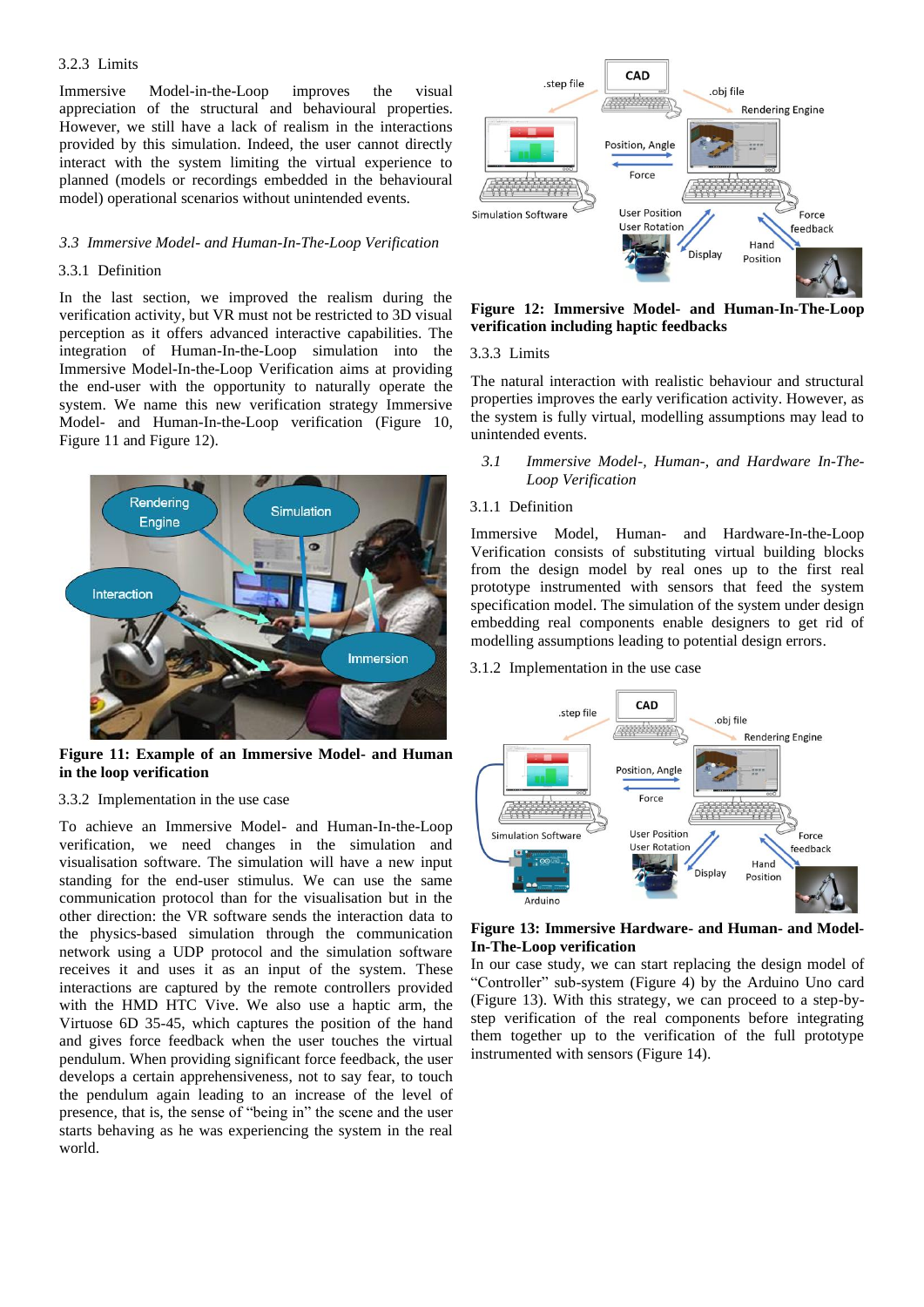#### 3.2.3 Limits

Immersive Model-in-the-Loop improves the visual appreciation of the structural and behavioural properties. However, we still have a lack of realism in the interactions provided by this simulation. Indeed, the user cannot directly interact with the system limiting the virtual experience to planned (models or recordings embedded in the behavioural model) operational scenarios without unintended events.

### *3.3 Immersive Model- and Human-In-The-Loop Verification*

#### 3.3.1 Definition

In the last section, we improved the realism during the verification activity, but VR must not be restricted to 3D visual perception as it offers advanced interactive capabilities. The integration of Human-in-the-Loop simulation into the Immersive Model-In-the-Loop Verification aims at providing the end-user with the opportunity to naturally operate the system. We name this new verification strategy Immersive Model- and Human-In-the-Loop verification (Figure 10, Figure 11 and Figure 12).

**Figure 11: Example of an Immersive Model- and Human in the loop verification**

#### 3.3.2 Implementation in the use case

To achieve an Immersive Model- and Human-In-the-Loop verification, we need changes in the simulation and visualisation software. The simulation will have a new input standing for the end-user stimulus. We can use the same communication protocol than for the visualisation but in the other direction: the VR software sends the interaction data to the physics-based simulation through the communication network using a UDP protocol and the simulation software receives it and uses it as an input of the system. These interactions are captured by the remote controllers provided with the HMD HTC Vive. We also use a haptic arm, the Virtuose 6D 35-45, which captures the position of the hand and gives force feedback when the user touches the virtual pendulum. When providing significant force feedback, the user develops a certain apprehensiveness, not to say fear, to touch the pendulum again leading to an increase of the level of presence, that is, the sense of "being in" the scene and the user starts behaving as he was experiencing the system in the real world.

**Figure 12: Immersive Model- and Human-In-The-Loop verification including haptic feedbacks**

#### 3.3.3 Limits

The natural interaction with realistic behaviour and structural properties improves the early verification activity. However, as the system is fully virtual, modelling assumptions may lead to unintended events.

### *3.1 Immersive Model-, Human-, and Hardware In-The-Loop Verification*

#### 3.1.1 Definition

Immersive Model, Human- and Hardware-In-the-Loop Verification consists of substituting virtual building blocks from the design model by real ones up to the first real prototype instrumented with sensors that feed the system specification model. The simulation of the system under design embedding real components enable designers to get rid of modelling assumptions leading to potential design errors.

#### 3.1.2 Implementation in the use case

**Figure 13: Immersive Hardware- and Human- and Model-In-The-Loop verification**

In our case study, we can start replacing the design model of "Controller" sub-system (Figure 4) by the Arduino Uno card (Figure 13). With this strategy, we can proceed to a step-by-step verification of the real components before integrating them together up to the verification of the full prototype instrumented with sensors (Figure 14).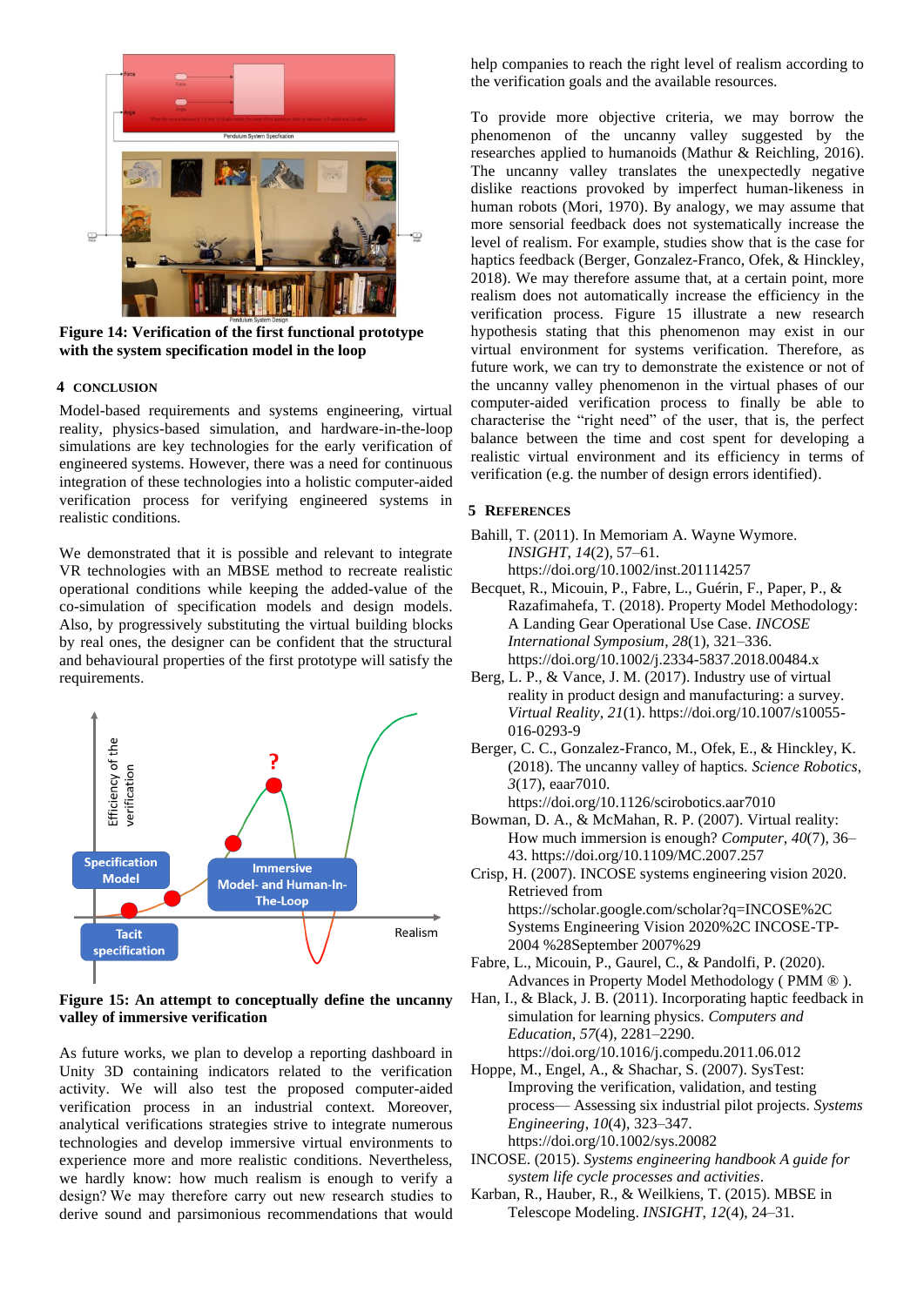**Figure 14: Verification of the first functional prototype with the system specification model in the loop**

## 4 CONCLUSION

Model-based requirements and systems engineering, virtual reality, physics-based simulation, and hardware-in-the-loop simulations are key technologies for the early verification of engineered systems. However, there was a need for continuous integration of these technologies into a holistic computer-aided verification process for verifying engineered systems in realistic conditions.

We demonstrated that it is possible and relevant to integrate VR technologies with an MBSE method to recreate realistic operational conditions while keeping the added-value of the co-simulation of specification models and design models. Also, by progressively substituting the virtual building blocks by real ones, the designer can be confident that the structural and behavioural properties of the first prototype will satisfy the requirements.

**Figure 15: An attempt to conceptually define the uncanny valley of immersive verification**

As future works, we plan to develop a reporting dashboard in Unity 3D containing indicators related to the verification activity. We will also test the proposed computer-aided verification process in an industrial context. Moreover, analytical verifications strategies strive to integrate numerous technologies and develop immersive virtual environments to experience more and more realistic conditions. Nevertheless, we hardly know: how much realism is enough to verify a design? We may therefore carry out new research studies to derive sound and parsimonious recommendations that would help companies to reach the right level of realism according to the verification goals and the available resources.

To provide more objective criteria, we may borrow the phenomenon of the uncanny valley suggested by the researches applied to humanoids (Mathur & Reichling, 2016). The uncanny valley translates the unexpectedly negative dislike reactions provoked by imperfect human-likeness in human robots (Mori, 1970). By analogy, we may assume that more sensorial feedback does not systematically increase the level of realism. For example, studies show that is the case for haptics feedback (Berger, Gonzalez-Franco, Ofek, & Hinckley, 2018). We may therefore assume that, at a certain point, more realism does not automatically increase the efficiency in the verification process. Figure 15 illustrate a new research hypothesis stating that this phenomenon may exist in our virtual environment for systems verification. Therefore, as future work, we can try to demonstrate the existence or not of the uncanny valley phenomenon in the virtual phases of our computer-aided verification process to finally be able to characterise the "right need" of the user, that is, the perfect balance between the time and cost spent for developing a realistic virtual environment and its efficiency in terms of verification (e.g. the number of design errors identified).

## 5 REFERENCES

Bahill, T. (2011). In Memoriam A. Wayne Wymore. *INSIGHT*, *14*(2), 57–61. https://doi.org/10.1002/inst.201114257

Becquet, R., Micouin, P., Fabre, L., Guérin, F., Paper, P., & Razafimahefa, T. (2018). Property Model Methodology: A Landing Gear Operational Use Case. *INCOSE International Symposium*, *28*(1), 321–336. https://doi.org/10.1002/j.2334-5837.2018.00484.x

Berg, L. P., & Vance, J. M. (2017). Industry use of virtual reality in product design and manufacturing: a survey. *Virtual Reality*, *21*(1). https://doi.org/10.1007/s10055-016-0293-9

Berger, C. C., Gonzalez-Franco, M., Ofek, E., & Hinckley, K. (2018). The uncanny valley of haptics. *Science Robotics*, *3*(17), eaar7010. https://doi.org/10.1126/scirobotics.aar7010

Bowman, D. A., & McMahan, R. P. (2007). Virtual reality: How much immersion is enough? *Computer*, *40*(7), 36–43. https://doi.org/10.1109/MC.2007.257

Crisp, H. (2007). INCOSE systems engineering vision 2020. Retrieved from https://scholar.google.com/scholar?q=INCOSE%2C Systems Engineering Vision 2020%2C INCOSE-TP-2004 %28September 2007%29

Fabre, L., Micouin, P., Gaurel, C., & Pandolfi, P. (2020). Advances in Property Model Methodology ( PMM ® ).

Han, I., & Black, J. B. (2011). Incorporating haptic feedback in simulation for learning physics. *Computers and Education*, *57*(4), 2281–2290. https://doi.org/10.1016/j.compedu.2011.06.012

Hoppe, M., Engel, A., & Shachar, S. (2007). SysTest: Improving the verification, validation, and testing process— Assessing six industrial pilot projects. *Systems Engineering*, *10*(4), 323–347. https://doi.org/10.1002/sys.20082

INCOSE. (2015). *Systems engineering handbook A guide for system life cycle processes and activities*.

Karban, R., Hauber, R., & Weilkiens, T. (2015). MBSE in Telescope Modeling. *INSIGHT*, *12*(4), 24–31.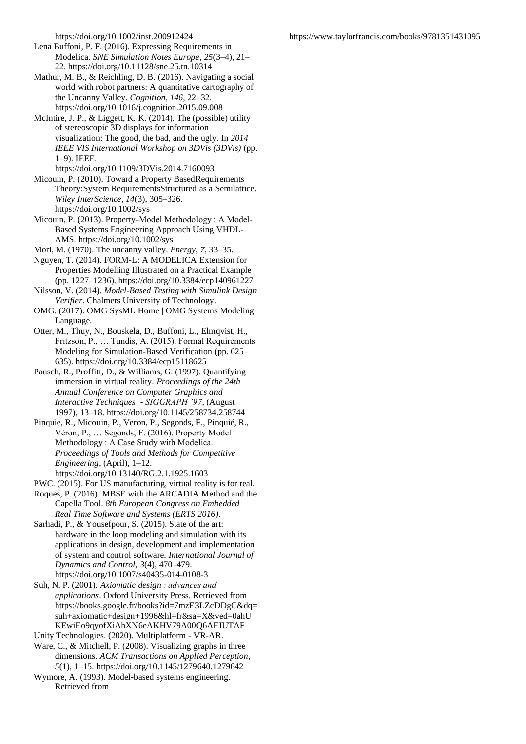https://doi.org/10.1002/inst.200912424

Lena Buffoni, P. F. (2016). Expressing Requirements in Modelica. *SNE Simulation Notes Europe*, *25*(3–4), 21–22. https://doi.org/10.11128/sne.25.tn.10314

Mathur, M. B., & Reichling, D. B. (2016). Navigating a social world with robot partners: A quantitative cartography of the Uncanny Valley. *Cognition*, *146*, 22–32. https://doi.org/10.1016/j.cognition.2015.09.008

McIntire, J. P., & Liggett, K. K. (2014). The (possible) utility of stereoscopic 3D displays for information visualization: The good, the bad, and the ugly. In *2014 IEEE VIS International Workshop on 3DVis (3DVis)* (pp. 1–9). IEEE. https://doi.org/10.1109/3DVis.2014.7160093

Micouin, P. (2010). Toward a Property BasedRequirements Theory:System RequirementsStructured as a Semilattice. *Wiley InterScience*, *14*(3), 305–326. https://doi.org/10.1002/sys

Micouin, P. (2013). Property-Model Methodology : A Model-Based Systems Engineering Approach Using VHDL-AMS. https://doi.org/10.1002/sys

Mori, M. (1970). The uncanny valley. *Energy*, *7*, 33–35.

Nguyen, T. (2014). FORM-L: A MODELICA Extension for Properties Modelling Illustrated on a Practical Example (pp. 1227–1236). https://doi.org/10.3384/ecp140961227

Nilsson, V. (2014). *Model-Based Testing with Simulink Design Verifier*. Chalmers University of Technology.

OMG. (2017). OMG SysML Home | OMG Systems Modeling Language.

Otter, M., Thuy, N., Bouskela, D., Buffoni, L., Elmqvist, H., Fritzson, P., … Tundis, A. (2015). Formal Requirements Modeling for Simulation-Based Verification (pp. 625–635). https://doi.org/10.3384/ecp15118625

Pausch, R., Proffitt, D., & Williams, G. (1997). Quantifying immersion in virtual reality. *Proceedings of the 24th Annual Conference on Computer Graphics and Interactive Techniques - SIGGRAPH '97*, (August 1997), 13–18. https://doi.org/10.1145/258734.258744

Pinquie, R., Micouin, P., Veron, P., Segonds, F., Pinquié, R., Véron, P., … Segonds, F. (2016). Property Model Methodology : A Case Study with Modelica. *Proceedings of Tools and Methods for Competitive Engineering*, (April), 1–12. https://doi.org/10.13140/RG.2.1.1925.1603

PWC. (2015). For US manufacturing, virtual reality is for real.

Roques, P. (2016). MBSE with the ARCADIA Method and the Capella Tool. *8th European Congress on Embedded Real Time Software and Systems (ERTS 2016)*.

Sarhadi, P., & Yousefpour, S. (2015). State of the art: hardware in the loop modeling and simulation with its applications in design, development and implementation of system and control software. *International Journal of Dynamics and Control*, *3*(4), 470–479. https://doi.org/10.1007/s40435-014-0108-3

Suh, N. P. (2001). *Axiomatic design : advances and applications*. Oxford University Press. Retrieved from https://books.google.fr/books?id=7mzE3LZcDDgC&dq=suh+axiomatic+design+1996&hl=fr&sa=X&ved=0ahUKEwiEo9qyofXiAhXN6eAKHV79A00Q6AEIUTAF

Unity Technologies. (2020). Multiplatform - VR-AR.

Ware, C., & Mitchell, P. (2008). Visualizing graphs in three dimensions. *ACM Transactions on Applied Perception*, *5*(1), 1–15. https://doi.org/10.1145/1279640.1279642

Wymore, A. (1993). Model-based systems engineering. Retrieved from https://www.taylorfrancis.com/books/9781351431095